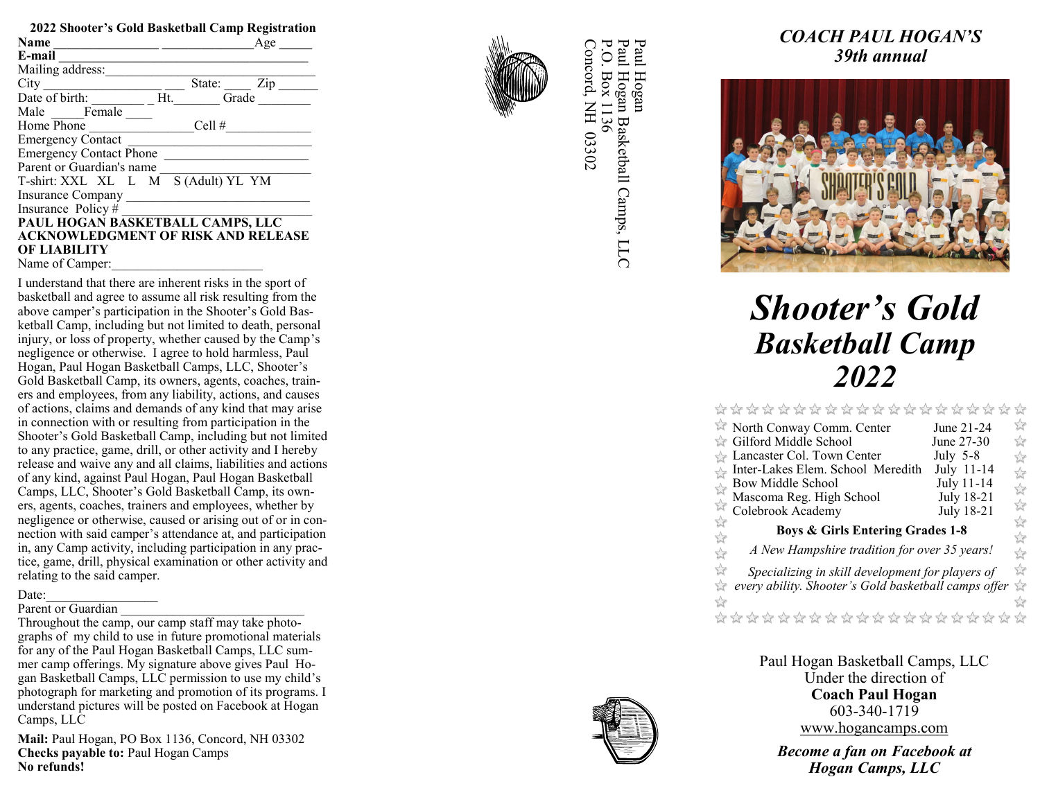## 2022 Shooter's Gold Basketball Camp Registration

**Name** ________________ ______________ Age _____

**E-mail** ______________________________________

Mailing address:_________________________________

City _____________________ State: ____ Zip ______

Date of birth: ________ _ Ht._______ Grade ________

Male _____Female ____

Home Phone _______________Cell #_____________

Emergency Contact ___________________________

Emergency Contact Phone _____________________

Parent or Guardian's name ______________________

T-shirt: XXL XL L M S (Adult) YL YM

Insurance Company ___________________________

Insurance Policy # ____________________________

**PAUL HOGAN BASKETBALL CAMPS, LLC ACKNOWLEDGMENT OF RISK AND RELEASE OF LIABILITY**

Name of Camper:_______________________

I understand that there are inherent risks in the sport of basketball and agree to assume all risk resulting from the above camper's participation in the Shooter's Gold Basketball Camp, including but not limited to death, personal injury, or loss of property, whether caused by the Camp's negligence or otherwise. I agree to hold harmless, Paul Hogan, Paul Hogan Basketball Camps, LLC, Shooter's Gold Basketball Camp, its owners, agents, coaches, trainers and employees, from any liability, actions, and causes of actions, claims and demands of any kind that may arise in connection with or resulting from participation in the Shooter's Gold Basketball Camp, including but not limited to any practice, game, drill, or other activity and I hereby release and waive any and all claims, liabilities and actions of any kind, against Paul Hogan, Paul Hogan Basketball Camps, LLC, Shooter's Gold Basketball Camp, its owners, agents, coaches, trainers and employees, whether by negligence or otherwise, caused or arising out of or in connection with said camper's attendance at, and participation in, any Camp activity, including participation in any practice, game, drill, physical examination or other activity and relating to the said camper.

Date:_________________

Parent or Guardian ___________________________

Throughout the camp, our camp staff may take photographs of my child to use in future promotional materials for any of the Paul Hogan Basketball Camps, LLC summer camp offerings. My signature above gives Paul Hogan Basketball Camps, LLC permission to use my child's photograph for marketing and promotion of its programs. I understand pictures will be posted on Facebook at Hogan Camps, LLC

**Mail:** Paul Hogan, PO Box 1136, Concord, NH 03302
**Checks payable to:** Paul Hogan Camps
**No refunds!**

Paul Hogan
Paul Hogan Basketball Camps, LLC
P.O. Box 1136
Concord, NH 03302

***COACH PAUL HOGAN'S***
***39th annual***

# *Shooter's Gold Basketball Camp 2022*

| | |
|---|---|
| North Conway Comm. Center | June 21-24 |
| Gilford Middle School | June 27-30 |
| Lancaster Col. Town Center | July 5-8 |
| Inter-Lakes Elem. School Meredith | July 11-14 |
| Bow Middle School | July 11-14 |
| Mascoma Reg. High School | July 18-21 |
| Colebrook Academy | July 18-21 |

**Boys & Girls Entering Grades 1-8**

*A New Hampshire tradition for over 35 years!*

*Specializing in skill development for players of every ability. Shooter's Gold basketball camps offer*

Paul Hogan Basketball Camps, LLC
Under the direction of
**Coach Paul Hogan**
603-340-1719
www.hogancamps.com

***Become a fan on Facebook at Hogan Camps, LLC***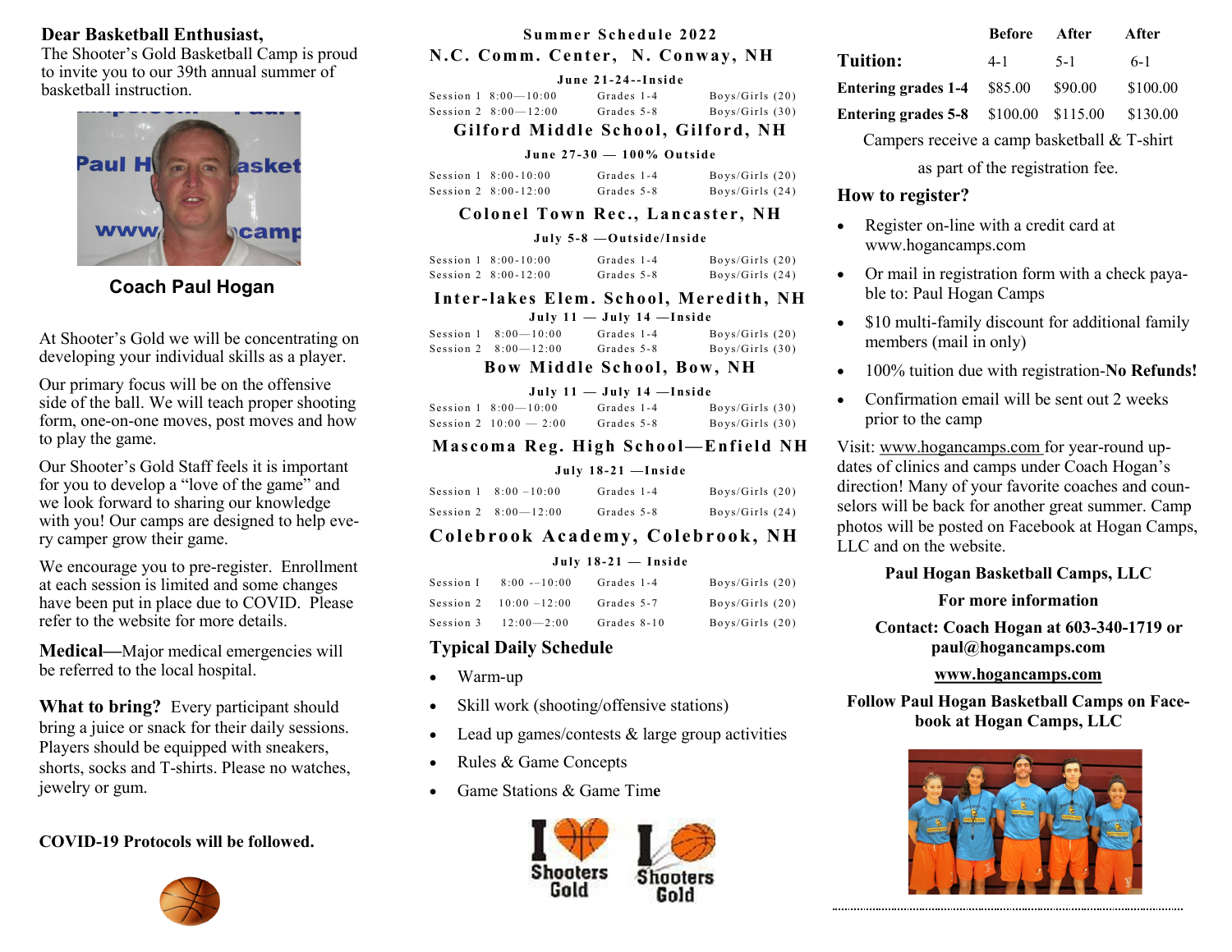**Dear Basketball Enthusiast,**
The Shooter's Gold Basketball Camp is proud to invite you to our 39th annual summer of basketball instruction.

**Coach Paul Hogan**

At Shooter's Gold we will be concentrating on developing your individual skills as a player.

Our primary focus will be on the offensive side of the ball. We will teach proper shooting form, one-on-one moves, post moves and how to play the game.

Our Shooter's Gold Staff feels it is important for you to develop a "love of the game" and we look forward to sharing our knowledge with you! Our camps are designed to help every camper grow their game.

We encourage you to pre-register. Enrollment at each session is limited and some changes have been put in place due to COVID. Please refer to the website for more details.

**Medical**—Major medical emergencies will be referred to the local hospital.

**What to bring?** Every participant should bring a juice or snack for their daily sessions. Players should be equipped with sneakers, shorts, socks and T-shirts. Please no watches, jewelry or gum.

**COVID-19 Protocols will be followed.**

## Summer Schedule 2022

### N.C. Comm. Center, N. Conway, NH

**June 21-24--Inside**

| | | | |
|---|---|---|---|
| Session 1 | 8:00—10:00 | Grades 1-4 | Boys/Girls (20) |
| Session 2 | 8:00—12:00 | Grades 5-8 | Boys/Girls (30) |

### Gilford Middle School, Gilford, NH

**June 27-30 — 100% Outside**

| | | | |
|---|---|---|---|
| Session 1 | 8:00-10:00 | Grades 1-4 | Boys/Girls (20) |
| Session 2 | 8:00-12:00 | Grades 5-8 | Boys/Girls (24) |

### Colonel Town Rec., Lancaster, NH

**July 5-8 —Outside/Inside**

| | | | |
|---|---|---|---|
| Session 1 | 8:00-10:00 | Grades 1-4 | Boys/Girls (20) |
| Session 2 | 8:00-12:00 | Grades 5-8 | Boys/Girls (24) |

### Inter-lakes Elem. School, Meredith, NH

**July 11 — July 14 —Inside**

| | | | |
|---|---|---|---|
| Session 1 | 8:00—10:00 | Grades 1-4 | Boys/Girls (20) |
| Session 2 | 8:00—12:00 | Grades 5-8 | Boys/Girls (30) |

### Bow Middle School, Bow, NH

**July 11 — July 14 —Inside**

| | | | |
|---|---|---|---|
| Session 1 | 8:00—10:00 | Grades 1-4 | Boys/Girls (30) |
| Session 2 | 10:00 — 2:00 | Grades 5-8 | Boys/Girls (30) |

### Mascoma Reg. High School—Enfield NH

**July 18-21 —Inside**

| | | | |
|---|---|---|---|
| Session 1 | 8:00 –10:00 | Grades 1-4 | Boys/Girls (20) |
| Session 2 | 8:00—12:00 | Grades 5-8 | Boys/Girls (24) |

### Colebrook Academy, Colebrook, NH

**July 18-21 — Inside**

| | | | |
|---|---|---|---|
| Session I | 8:00 -–10:00 | Grades 1-4 | Boys/Girls (20) |
| Session 2 | 10:00 –12:00 | Grades 5-7 | Boys/Girls (20) |
| Session 3 | 12:00—2:00 | Grades 8-10 | Boys/Girls (20) |

### Typical Daily Schedule

- Warm-up
- Skill work (shooting/offensive stations)
- Lead up games/contests & large group activities
- Rules & Game Concepts
- Game Stations & Game Time

| **Tuition:** | **Before** 4-1 | **After** 5-1 | **After** 6-1 |
|---|---|---|---|
| **Entering grades 1-4** | $85.00 | $90.00 | $100.00 |
| **Entering grades 5-8** | $100.00 | $115.00 | $130.00 |

Campers receive a camp basketball & T-shirt as part of the registration fee.

### How to register?

- Register on-line with a credit card at www.hogancamps.com
- Or mail in registration form with a check payable to: Paul Hogan Camps
- $10 multi-family discount for additional family members (mail in only)
- 100% tuition due with registration-**No Refunds!**
- Confirmation email will be sent out 2 weeks prior to the camp

Visit: www.hogancamps.com for year-round updates of clinics and camps under Coach Hogan's direction! Many of your favorite coaches and counselors will be back for another great summer. Camp photos will be posted on Facebook at Hogan Camps, LLC and on the website.

**Paul Hogan Basketball Camps, LLC**

**For more information**

**Contact: Coach Hogan at 603-340-1719 or paul@hogancamps.com**

**www.hogancamps.com**

**Follow Paul Hogan Basketball Camps on Facebook at Hogan Camps, LLC**